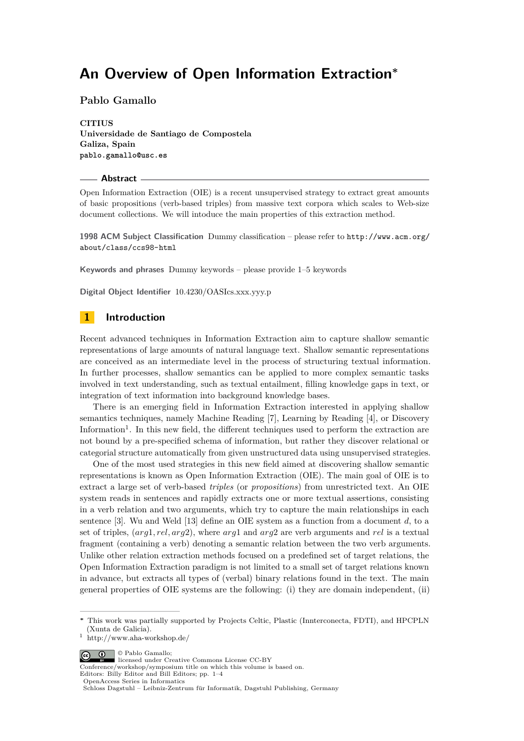# An Overview of Open Information Extraction*

**Pablo Gamallo**

**CITIUS**
**Universidade de Santiago de Compostela**
**Galiza, Spain**
pablo.gamallo@usc.es

## Abstract

Open Information Extraction (OIE) is a recent unsupervised strategy to extract great amounts of basic propositions (verb-based triples) from massive text corpora which scales to Web-size document collections. We will intoduce the main properties of this extraction method.

**1998 ACM Subject Classification** Dummy classification – please refer to http://www.acm.org/about/class/ccs98-html

**Keywords and phrases** Dummy keywords – please provide 1–5 keywords

**Digital Object Identifier** 10.4230/OASIcs.xxx.yyy.p

## 1 Introduction

Recent advanced techniques in Information Extraction aim to capture shallow semantic representations of large amounts of natural language text. Shallow semantic representations are conceived as an intermediate level in the process of structuring textual information. In further processes, shallow semantics can be applied to more complex semantic tasks involved in text understanding, such as textual entailment, filling knowledge gaps in text, or integration of text information into background knowledge bases.

There is an emerging field in Information Extraction interested in applying shallow semantics techniques, namely Machine Reading [7], Learning by Reading [4], or Discovery Information[1]. In this new field, the different techniques used to perform the extraction are not bound by a pre-specified schema of information, but rather they discover relational or categorial structure automatically from given unstructured data using unsupervised strategies.

One of the most used strategies in this new field aimed at discovering shallow semantic representations is known as Open Information Extraction (OIE). The main goal of OIE is to extract a large set of verb-based *triples* (or *propositions*) from unrestricted text. An OIE system reads in sentences and rapidly extracts one or more textual assertions, consisting in a verb relation and two arguments, which try to capture the main relationships in each sentence [3]. Wu and Weld [13] define an OIE system as a function from a document $d$, to a set of triples, $(arg1, rel, arg2)$, where $arg1$ and $arg2$ are verb arguments and $rel$ is a textual fragment (containing a verb) denoting a semantic relation between the two verb arguments. Unlike other relation extraction methods focused on a predefined set of target relations, the Open Information Extraction paradigm is not limited to a small set of target relations known in advance, but extracts all types of (verbal) binary relations found in the text. The main general properties of OIE systems are the following: (i) they are domain independent, (ii)

---

* This work was partially supported by Projects Celtic, Plastic (Innterconecta, FDTI), and HPCPLN (Xunta de Galicia).

[1] http://www.aha-workshop.de/

© Pablo Gamallo;
licensed under Creative Commons License CC-BY
Conference/workshop/symposium title on which this volume is based on.
Editors: Billy Editor and Bill Editors; pp. 1–4
OpenAccess Series in Informatics
Schloss Dagstuhl – Leibniz-Zentrum für Informatik, Dagstuhl Publishing, Germany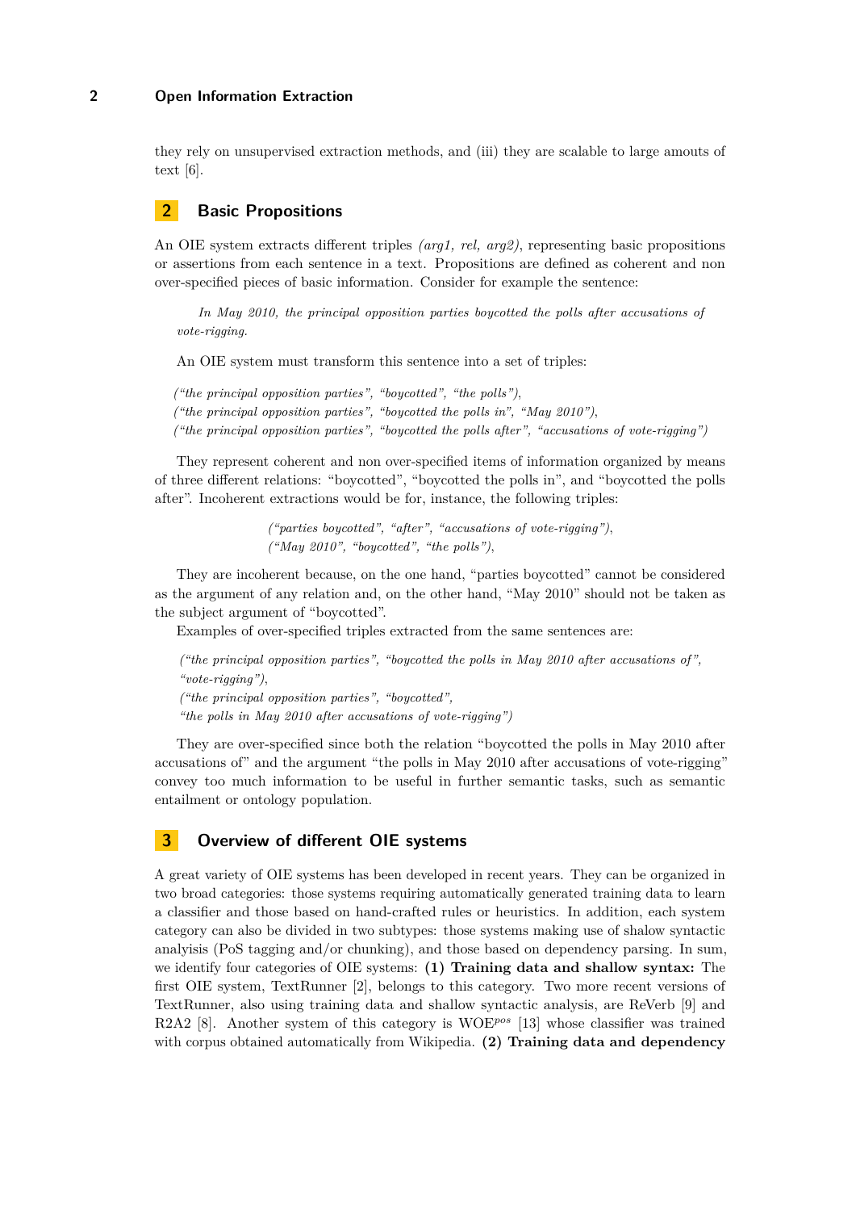they rely on unsupervised extraction methods, and (iii) they are scalable to large amouts of text [6].

## 2 Basic Propositions

An OIE system extracts different triples *(arg1, rel, arg2)*, representing basic propositions or assertions from each sentence in a text. Propositions are defined as coherent and non over-specified pieces of basic information. Consider for example the sentence:

> *In May 2010, the principal opposition parties boycotted the polls after accusations of vote-rigging.*

An OIE system must transform this sentence into a set of triples:

*("the principal opposition parties", "boycotted", "the polls")*,
*("the principal opposition parties", "boycotted the polls in", "May 2010")*,
*("the principal opposition parties", "boycotted the polls after", "accusations of vote-rigging")*

They represent coherent and non over-specified items of information organized by means of three different relations: "boycotted", "boycotted the polls in", and "boycotted the polls after". Incoherent extractions would be for, instance, the following triples:

*("parties boycotted", "after", "accusations of vote-rigging")*,
*("May 2010", "boycotted", "the polls")*,

They are incoherent because, on the one hand, "parties boycotted" cannot be considered as the argument of any relation and, on the other hand, "May 2010" should not be taken as the subject argument of "boycotted".

Examples of over-specified triples extracted from the same sentences are:

*("the principal opposition parties", "boycotted the polls in May 2010 after accusations of", "vote-rigging")*,
*("the principal opposition parties", "boycotted", "the polls in May 2010 after accusations of vote-rigging")*

They are over-specified since both the relation "boycotted the polls in May 2010 after accusations of" and the argument "the polls in May 2010 after accusations of vote-rigging" convey too much information to be useful in further semantic tasks, such as semantic entailment or ontology population.

## 3 Overview of different OIE systems

A great variety of OIE systems has been developed in recent years. They can be organized in two broad categories: those systems requiring automatically generated training data to learn a classifier and those based on hand-crafted rules or heuristics. In addition, each system category can also be divided in two subtypes: those systems making use of shalow syntactic analyisis (PoS tagging and/or chunking), and those based on dependency parsing. In sum, we identify four categories of OIE systems: **(1) Training data and shallow syntax:** The first OIE system, TextRunner [2], belongs to this category. Two more recent versions of TextRunner, also using training data and shallow syntactic analysis, are ReVerb [9] and R2A2 [8]. Another system of this category is WOE$^{pos}$ [13] whose classifier was trained with corpus obtained automatically from Wikipedia. **(2) Training data and dependency**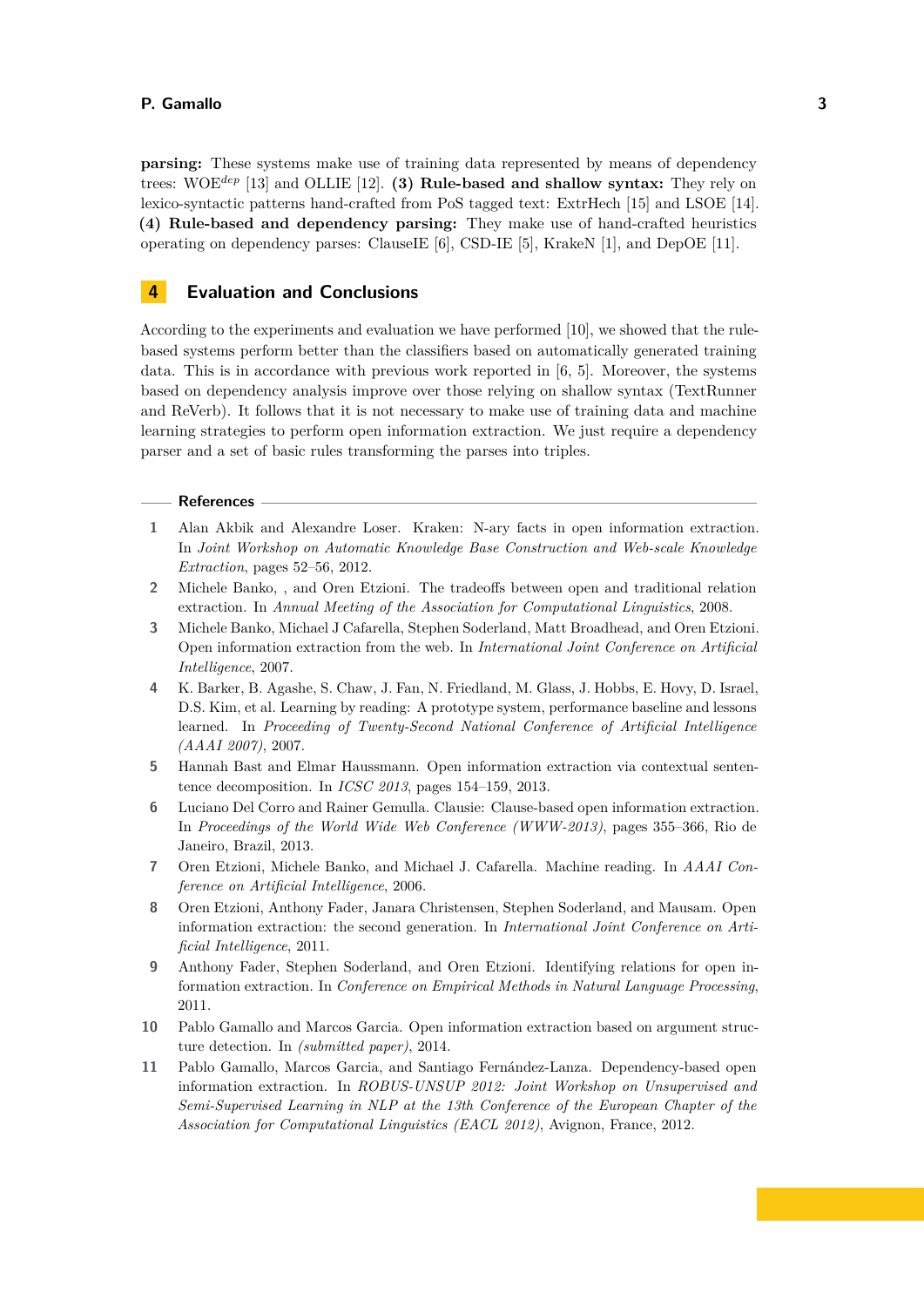**parsing:** These systems make use of training data represented by means of dependency trees: WOE$^{dep}$ [13] and OLLIE [12]. **(3) Rule-based and shallow syntax:** They rely on lexico-syntactic patterns hand-crafted from PoS tagged text: ExtrHech [15] and LSOE [14]. **(4) Rule-based and dependency parsing:** They make use of hand-crafted heuristics operating on dependency parses: ClauseIE [6], CSD-IE [5], KrakeN [1], and DepOE [11].

## 4 Evaluation and Conclusions

According to the experiments and evaluation we have performed [10], we showed that the rule-based systems perform better than the classifiers based on automatically generated training data. This is in accordance with previous work reported in [6, 5]. Moreover, the systems based on dependency analysis improve over those relying on shallow syntax (TextRunner and ReVerb). It follows that it is not necessary to make use of training data and machine learning strategies to perform open information extraction. We just require a dependency parser and a set of basic rules transforming the parses into triples.

### References

1. Alan Akbik and Alexandre Loser. Kraken: N-ary facts in open information extraction. In *Joint Workshop on Automatic Knowledge Base Construction and Web-scale Knowledge Extraction*, pages 52–56, 2012.
2. Michele Banko, , and Oren Etzioni. The tradeoffs between open and traditional relation extraction. In *Annual Meeting of the Association for Computational Linguistics*, 2008.
3. Michele Banko, Michael J Cafarella, Stephen Soderland, Matt Broadhead, and Oren Etzioni. Open information extraction from the web. In *International Joint Conference on Artificial Intelligence*, 2007.
4. K. Barker, B. Agashe, S. Chaw, J. Fan, N. Friedland, M. Glass, J. Hobbs, E. Hovy, D. Israel, D.S. Kim, et al. Learning by reading: A prototype system, performance baseline and lessons learned. In *Proceeding of Twenty-Second National Conference of Artificial Intelligence (AAAI 2007)*, 2007.
5. Hannah Bast and Elmar Haussmann. Open information extraction via contextual sentence decomposition. In *ICSC 2013*, pages 154–159, 2013.
6. Luciano Del Corro and Rainer Gemulla. Clausie: Clause-based open information extraction. In *Proceedings of the World Wide Web Conference (WWW-2013)*, pages 355–366, Rio de Janeiro, Brazil, 2013.
7. Oren Etzioni, Michele Banko, and Michael J. Cafarella. Machine reading. In *AAAI Conference on Artificial Intelligence*, 2006.
8. Oren Etzioni, Anthony Fader, Janara Christensen, Stephen Soderland, and Mausam. Open information extraction: the second generation. In *International Joint Conference on Artificial Intelligence*, 2011.
9. Anthony Fader, Stephen Soderland, and Oren Etzioni. Identifying relations for open information extraction. In *Conference on Empirical Methods in Natural Language Processing*, 2011.
10. Pablo Gamallo and Marcos Garcia. Open information extraction based on argument structure detection. In *(submitted paper)*, 2014.
11. Pablo Gamallo, Marcos Garcia, and Santiago Fernández-Lanza. Dependency-based open information extraction. In *ROBUS-UNSUP 2012: Joint Workshop on Unsupervised and Semi-Supervised Learning in NLP at the 13th Conference of the European Chapter of the Association for Computational Linguistics (EACL 2012)*, Avignon, France, 2012.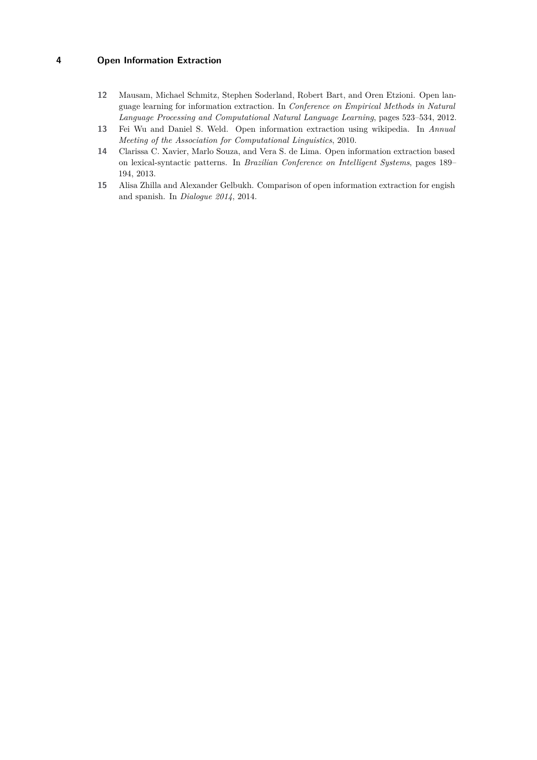12 Mausam, Michael Schmitz, Stephen Soderland, Robert Bart, and Oren Etzioni. Open language learning for information extraction. In *Conference on Empirical Methods in Natural Language Processing and Computational Natural Language Learning*, pages 523–534, 2012.

13 Fei Wu and Daniel S. Weld. Open information extraction using wikipedia. In *Annual Meeting of the Association for Computational Linguistics*, 2010.

14 Clarissa C. Xavier, Marlo Souza, and Vera S. de Lima. Open information extraction based on lexical-syntactic patterns. In *Brazilian Conference on Intelligent Systems*, pages 189–194, 2013.

15 Alisa Zhilla and Alexander Gelbukh. Comparison of open information extraction for engish and spanish. In *Dialogue 2014*, 2014.